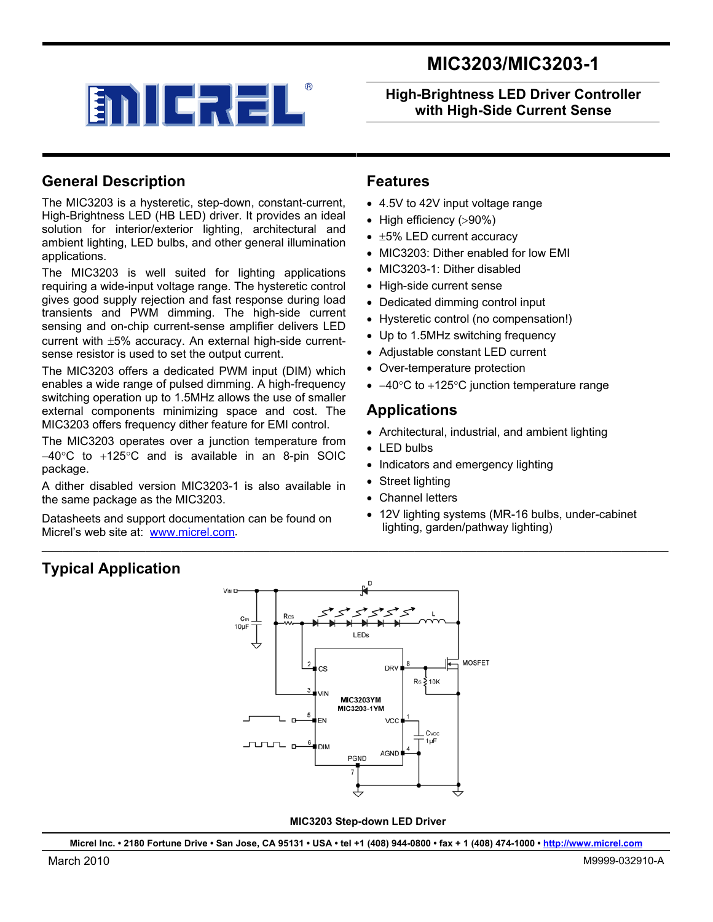# MIC3203/MIC3203-1

## High-Brightness LED Driver Controller with High-Side Current Sense

## General Description

The MIC3203 is a hysteretic, step-down, constant-current, High-Brightness LED (HB LED) driver. It provides an ideal solution for interior/exterior lighting, architectural and ambient lighting, LED bulbs, and other general illumination applications.

The MIC3203 is well suited for lighting applications requiring a wide-input voltage range. The hysteretic control gives good supply rejection and fast response during load transients and PWM dimming. The high-side current sensing and on-chip current-sense amplifier delivers LED current with ±5% accuracy. An external high-side current-sense resistor is used to set the output current.

The MIC3203 offers a dedicated PWM input (DIM) which enables a wide range of pulsed dimming. A high-frequency switching operation up to 1.5MHz allows the use of smaller external components minimizing space and cost. The MIC3203 offers frequency dither feature for EMI control.

The MIC3203 operates over a junction temperature from −40°C to +125°C and is available in an 8-pin SOIC package.

A dither disabled version MIC3203-1 is also available in the same package as the MIC3203.

Datasheets and support documentation can be found on Micrel's web site at: www.micrel.com.

## Features

- 4.5V to 42V input voltage range
- High efficiency (>90%)
- ±5% LED current accuracy
- MIC3203: Dither enabled for low EMI
- MIC3203-1: Dither disabled
- High-side current sense
- Dedicated dimming control input
- Hysteretic control (no compensation!)
- Up to 1.5MHz switching frequency
- Adjustable constant LED current
- Over-temperature protection
- −40°C to +125°C junction temperature range

## Applications

- Architectural, industrial, and ambient lighting
- LED bulbs
- Indicators and emergency lighting
- Street lighting
- Channel letters
- 12V lighting systems (MR-16 bulbs, under-cabinet lighting, garden/pathway lighting)

## Typical Application

MIC3203 Step-down LED Driver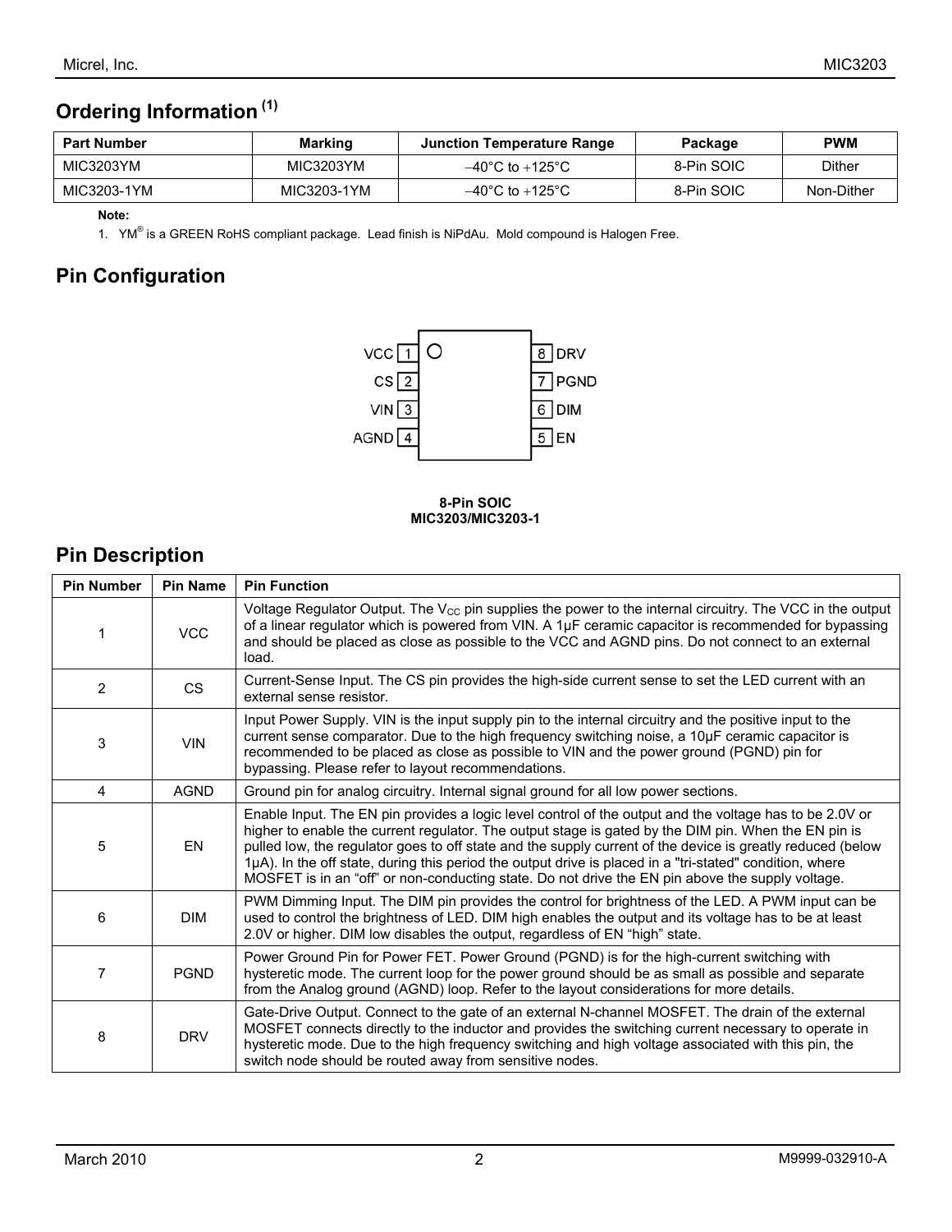## Ordering Information [1]

| Part Number | Marking | Junction Temperature Range | Package | PWM |
|---|---|---|---|---|
| MIC3203YM | MIC3203YM | –40°C to +125°C | 8-Pin SOIC | Dither |
| MIC3203-1YM | MIC3203-1YM | –40°C to +125°C | 8-Pin SOIC | Non-Dither |

**Note:**

1. YM® is a GREEN RoHS compliant package. Lead finish is NiPdAu. Mold compound is Halogen Free.

## Pin Configuration

| Left Pin | Left Pin Name | Right Pin | Right Pin Name |
|---|---|---|---|
| 1 | VCC | 8 | DRV |
| 2 | CS | 7 | PGND |
| 3 | VIN | 6 | DIM |
| 4 | AGND | 5 | EN |

**8-Pin SOIC**
**MIC3203/MIC3203-1**

## Pin Description

| Pin Number | Pin Name | Pin Function |
|---|---|---|
| 1 | VCC | Voltage Regulator Output. The $V_{CC}$ pin supplies the power to the internal circuitry. The VCC in the output of a linear regulator which is powered from VIN. A 1µF ceramic capacitor is recommended for bypassing and should be placed as close as possible to the VCC and AGND pins. Do not connect to an external load. |
| 2 | CS | Current-Sense Input. The CS pin provides the high-side current sense to set the LED current with an external sense resistor. |
| 3 | VIN | Input Power Supply. VIN is the input supply pin to the internal circuitry and the positive input to the current sense comparator. Due to the high frequency switching noise, a 10µF ceramic capacitor is recommended to be placed as close as possible to VIN and the power ground (PGND) pin for bypassing. Please refer to layout recommendations. |
| 4 | AGND | Ground pin for analog circuitry. Internal signal ground for all low power sections. |
| 5 | EN | Enable Input. The EN pin provides a logic level control of the output and the voltage has to be 2.0V or higher to enable the current regulator. The output stage is gated by the DIM pin. When the EN pin is pulled low, the regulator goes to off state and the supply current of the device is greatly reduced (below 1µA). In the off state, during this period the output drive is placed in a "tri-stated" condition, where MOSFET is in an "off" or non-conducting state. Do not drive the EN pin above the supply voltage. |
| 6 | DIM | PWM Dimming Input. The DIM pin provides the control for brightness of the LED. A PWM input can be used to control the brightness of LED. DIM high enables the output and its voltage has to be at least 2.0V or higher. DIM low disables the output, regardless of EN "high" state. |
| 7 | PGND | Power Ground Pin for Power FET. Power Ground (PGND) is for the high-current switching with hysteretic mode. The current loop for the power ground should be as small as possible and separate from the Analog ground (AGND) loop. Refer to the layout considerations for more details. |
| 8 | DRV | Gate-Drive Output. Connect to the gate of an external N-channel MOSFET. The drain of the external MOSFET connects directly to the inductor and provides the switching current necessary to operate in hysteretic mode. Due to the high frequency switching and high voltage associated with this pin, the switch node should be routed away from sensitive nodes. |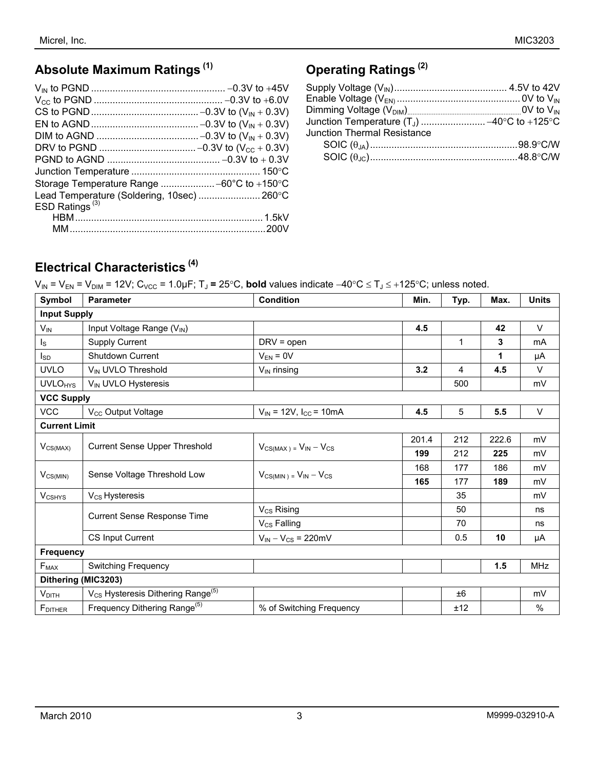## Absolute Maximum Ratings [1]

$V_{IN}$ to PGND .................................................. −0.3V to +45V
$V_{CC}$ to PGND ................................................ −0.3V to +6.0V
CS to PGND ........................................ −0.3V to ($V_{IN}$ + 0.3V)
EN to AGND ........................................ −0.3V to ($V_{IN}$ + 0.3V)
DIM to AGND ...................................... −0.3V to ($V_{IN}$ + 0.3V)
DRV to PGND .................................... −0.3V to ($V_{CC}$ + 0.3V)
PGND to AGND .......................................... −0.3V to + 0.3V
Junction Temperature ................................................ 150°C
Storage Temperature Range .................... −60°C to +150°C
Lead Temperature (Soldering, 10sec) ....................... 260°C
ESD Ratings [3]
HBM ..................................................................... 1.5kV
MM ........................................................................ 200V

## Operating Ratings [2]

Supply Voltage ($V_{IN}$) .......................................... 4.5V to 42V
Enable Voltage ($V_{EN}$) ............................................. 0V to $V_{IN}$
Dimming Voltage ($V_{DIM}$) .............................................. 0V to $V_{IN}$
Junction Temperature ($T_J$) ........................ −40°C to +125°C
Junction Thermal Resistance
SOIC ($\theta_{JA}$) ...................................................... 98.9°C/W
SOIC ($\theta_{JC}$) ...................................................... 48.8°C/W

## Electrical Characteristics [4]

$V_{IN}$ = $V_{EN}$ = $V_{DIM}$ = 12V; $C_{VCC}$ = 1.0µF; $T_J$ = 25°C, **bold** values indicate −40°C ≤ $T_J$ ≤ +125°C; unless noted.

| Symbol | Parameter | Condition | Min. | Typ. | Max. | Units |
|---|---|---|---|---|---|---|
| **Input Supply** | | | | | | |
| $V_{IN}$ | Input Voltage Range ($V_{IN}$) | | **4.5** | | **42** | V |
| $I_S$ | Supply Current | DRV = open | | 1 | **3** | mA |
| $I_{SD}$ | Shutdown Current | $V_{EN}$ = 0V | | | **1** | µA |
| UVLO | $V_{IN}$ UVLO Threshold | $V_{IN}$ rinsing | **3.2** | 4 | **4.5** | V |
| $UVLO_{HYS}$ | $V_{IN}$ UVLO Hysteresis | | | 500 | | mV |
| **VCC Supply** | | | | | | |
| VCC | $V_{CC}$ Output Voltage | $V_{IN}$ = 12V, $I_{CC}$ = 10mA | **4.5** | 5 | **5.5** | V |
| **Current Limit** | | | | | | |
| $V_{CS(MAX)}$ | Current Sense Upper Threshold | $V_{CS(MAX)} = V_{IN} - V_{CS}$ | 201.4 | 212 | 222.6 | mV |
| | | | **199** | 212 | **225** | mV |
| $V_{CS(MIN)}$ | Sense Voltage Threshold Low | $V_{CS(MIN)} = V_{IN} - V_{CS}$ | 168 | 177 | 186 | mV |
| | | | **165** | 177 | **189** | mV |
| $V_{CSHYS}$ | $V_{CS}$ Hysteresis | | | 35 | | mV |
| | Current Sense Response Time | $V_{CS}$ Rising | | 50 | | ns |
| | | $V_{CS}$ Falling | | 70 | | ns |
| | CS Input Current | $V_{IN} - V_{CS}$ = 220mV | | 0.5 | **10** | µA |
| **Frequency** | | | | | | |
| $F_{MAX}$ | Switching Frequency | | | | **1.5** | MHz |
| **Dithering (MIC3203)** | | | | | | |
| $V_{DITH}$ | $V_{CS}$ Hysteresis Dithering Range[5] | | | ±6 | | mV |
| $F_{DITHER}$ | Frequency Dithering Range[5] | % of Switching Frequency | | ±12 | | % |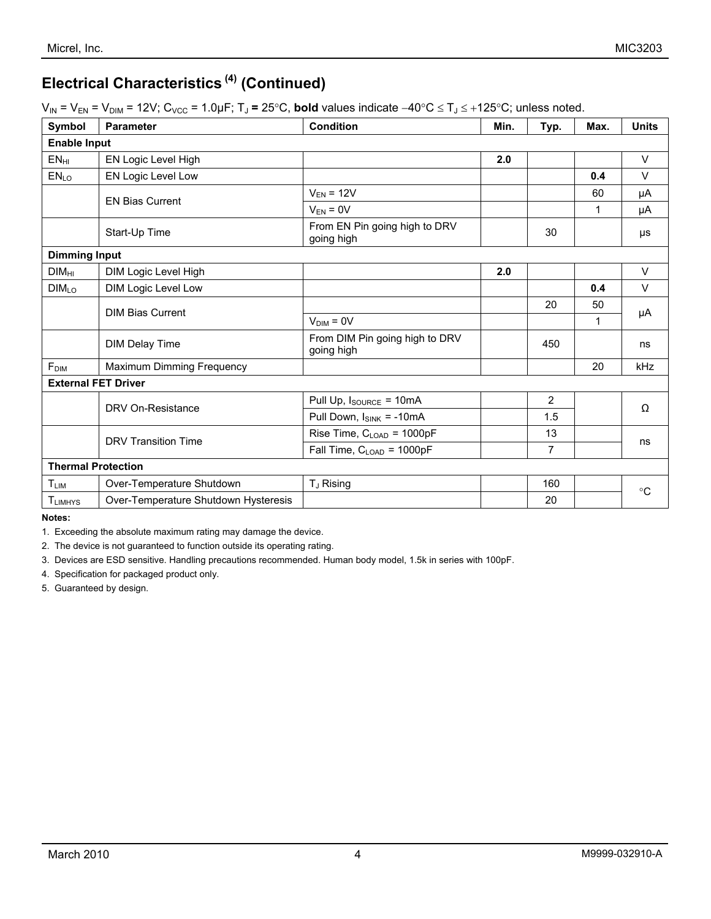## Electrical Characteristics [4] (Continued)

$V_{IN} = V_{EN} = V_{DIM} = 12V$; $C_{VCC} = 1.0\mu F$; $T_J = 25°C$, **bold** values indicate $-40°C \le T_J \le +125°C$; unless noted.

| Symbol | Parameter | Condition | Min. | Typ. | Max. | Units |
|---|---|---|---|---|---|---|
| **Enable Input** | | | | | | |
| $EN_{HI}$ | EN Logic Level High | | **2.0** | | | V |
| $EN_{LO}$ | EN Logic Level Low | | | | **0.4** | V |
| | EN Bias Current | $V_{EN} = 12V$ | | | 60 | μA |
| | | $V_{EN} = 0V$ | | | 1 | μA |
| | Start-Up Time | From EN Pin going high to DRV going high | | 30 | | μs |
| **Dimming Input** | | | | | | |
| $DIM_{HI}$ | DIM Logic Level High | | **2.0** | | | V |
| $DIM_{LO}$ | DIM Logic Level Low | | | | **0.4** | V |
| | DIM Bias Current | | | 20 | 50 | μA |
| | | $V_{DIM} = 0V$ | | | 1 | |
| | DIM Delay Time | From DIM Pin going high to DRV going high | | 450 | | ns |
| $F_{DIM}$ | Maximum Dimming Frequency | | | | 20 | kHz |
| **External FET Driver** | | | | | | |
| | DRV On-Resistance | Pull Up, $I_{SOURCE} = 10mA$ | | 2 | | Ω |
| | | Pull Down, $I_{SINK} = -10mA$ | | 1.5 | | |
| | DRV Transition Time | Rise Time, $C_{LOAD} = 1000pF$ | | 13 | | ns |
| | | Fall Time, $C_{LOAD} = 1000pF$ | | 7 | | |
| **Thermal Protection** | | | | | | |
| $T_{LIM}$ | Over-Temperature Shutdown | $T_J$ Rising | | 160 | | °C |
| $T_{LIMHYS}$ | Over-Temperature Shutdown Hysteresis | | | 20 | | |

**Notes:**

1. Exceeding the absolute maximum rating may damage the device.
2. The device is not guaranteed to function outside its operating rating.
3. Devices are ESD sensitive. Handling precautions recommended. Human body model, 1.5k in series with 100pF.
4. Specification for packaged product only.
5. Guaranteed by design.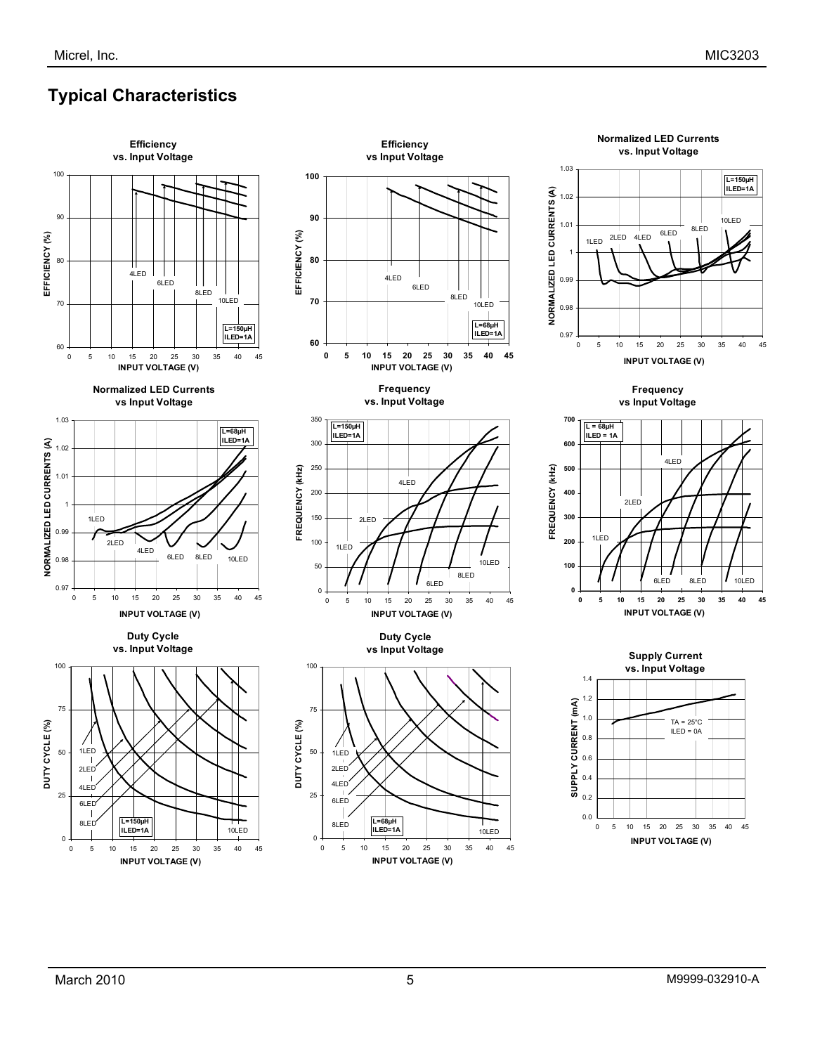## Typical Characteristics

**Efficiency vs. Input Voltage** (L=150µH, ILED=1A)

**Efficiency vs Input Voltage** (L=68µH, ILED=1A)

**Normalized LED Currents vs. Input Voltage** (L=150µH, ILED=1A)

**Normalized LED Currents vs Input Voltage** (L=68µH, ILED=1A)

**Frequency vs. Input Voltage** (L=150µH, ILED=1A)

**Frequency vs Input Voltage** (L = 68µH, ILED = 1A)

**Duty Cycle vs. Input Voltage** (L=150µH, ILED=1A)

**Duty Cycle vs Input Voltage** (L=68µH, ILED=1A)

**Supply Current vs. Input Voltage** (TA = 25°C, ILED = 0A)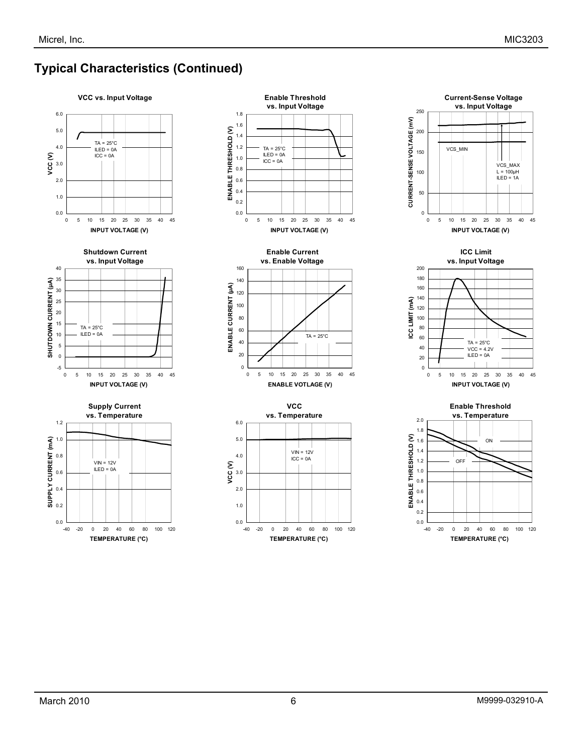## Typical Characteristics (Continued)

**VCC vs. Input Voltage**

TA = 25°C
ILED = 0A
ICC = 0A

**Enable Threshold vs. Input Voltage**

TA = 25°C
ILED = 0A
ICC = 0A

**Current-Sense Voltage vs. Input Voltage**

VCS_MIN

VCS_MAX
L = 100µH
ILED = 1A

**Shutdown Current vs. Input Voltage**

TA = 25°C
ILED = 0A

**Enable Current vs. Enable Voltage**

TA = 25°C

**ICC Limit vs. Input Voltage**

TA = 25°C
VCC = 4.2V
ILED = 0A

**Supply Current vs. Temperature**

VIN = 12V
ILED = 0A

**VCC vs. Temperature**

VIN = 12V
ICC = 0A

**Enable Threshold vs. Temperature**

ON

OFF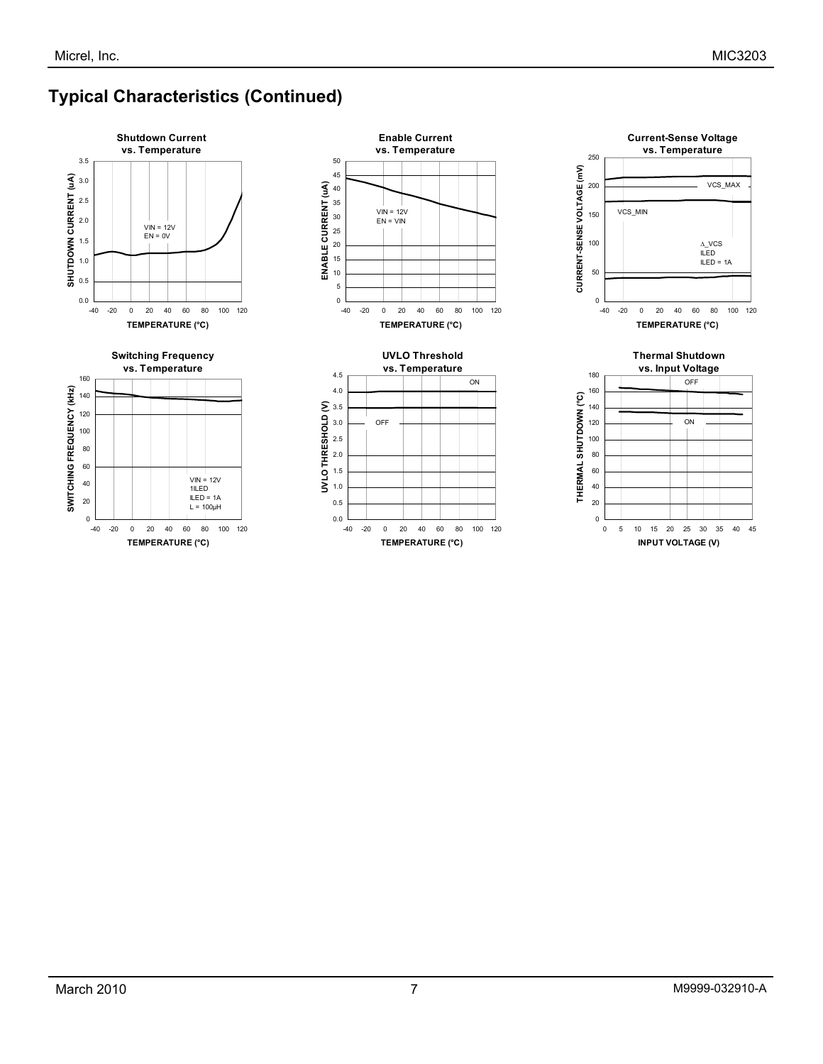## Typical Characteristics (Continued)

**Shutdown Current vs. Temperature**

SHUTDOWN CURRENT (uA) vs. TEMPERATURE (°C)

VIN = 12V
EN = 0V

**Enable Current vs. Temperature**

ENABLE CURRENT (uA) vs. TEMPERATURE (°C)

VIN = 12V
EN = VIN

**Current-Sense Voltage vs. Temperature**

CURRENT-SENSE VOLTAGE (mV) vs. TEMPERATURE (°C)

VCS_MAX
VCS_MIN
Δ_VCS
ILED
ILED = 1A

**Switching Frequency vs. Temperature**

SWITCHING FREQUENCY (kHz) vs. TEMPERATURE (°C)

VIN = 12V
1ILED
ILED = 1A
L = 100µH

**UVLO Threshold vs. Temperature**

UVLO THRESHOLD (V) vs. TEMPERATURE (°C)

ON
OFF

**Thermal Shutdown vs. Input Voltage**

THERMAL SHUTDOWN (°C) vs. INPUT VOLTAGE (V)

OFF
ON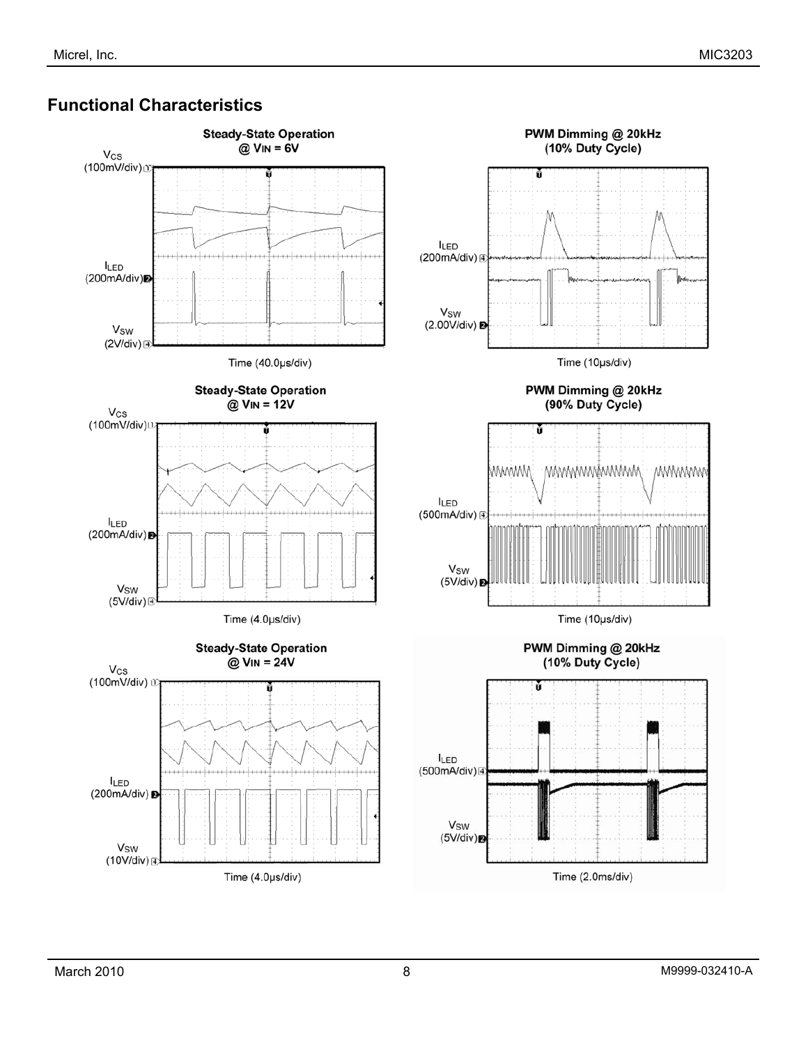## Functional Characteristics

**Steady-State Operation @ $V_{IN}$ = 6V**

$V_{CS}$ (100mV/div)

$I_{LED}$ (200mA/div)

$V_{SW}$ (2V/div)

Time (40.0µs/div)

**PWM Dimming @ 20kHz (10% Duty Cycle)**

$I_{LED}$ (200mA/div)

$V_{SW}$ (2.00V/div)

Time (10µs/div)

**Steady-State Operation @ $V_{IN}$ = 12V**

$V_{CS}$ (100mV/div)

$I_{LED}$ (200mA/div)

$V_{SW}$ (5V/div)

Time (4.0µs/div)

**PWM Dimming @ 20kHz (90% Duty Cycle)**

$I_{LED}$ (500mA/div)

$V_{SW}$ (5V/div)

Time (10µs/div)

**Steady-State Operation @ $V_{IN}$ = 24V**

$V_{CS}$ (100mV/div)

$I_{LED}$ (200mA/div)

$V_{SW}$ (10V/div)

Time (4.0µs/div)

**PWM Dimming @ 20kHz (10% Duty Cycle)**

$I_{LED}$ (500mA/div)

$V_{SW}$ (5V/div)

Time (2.0ms/div)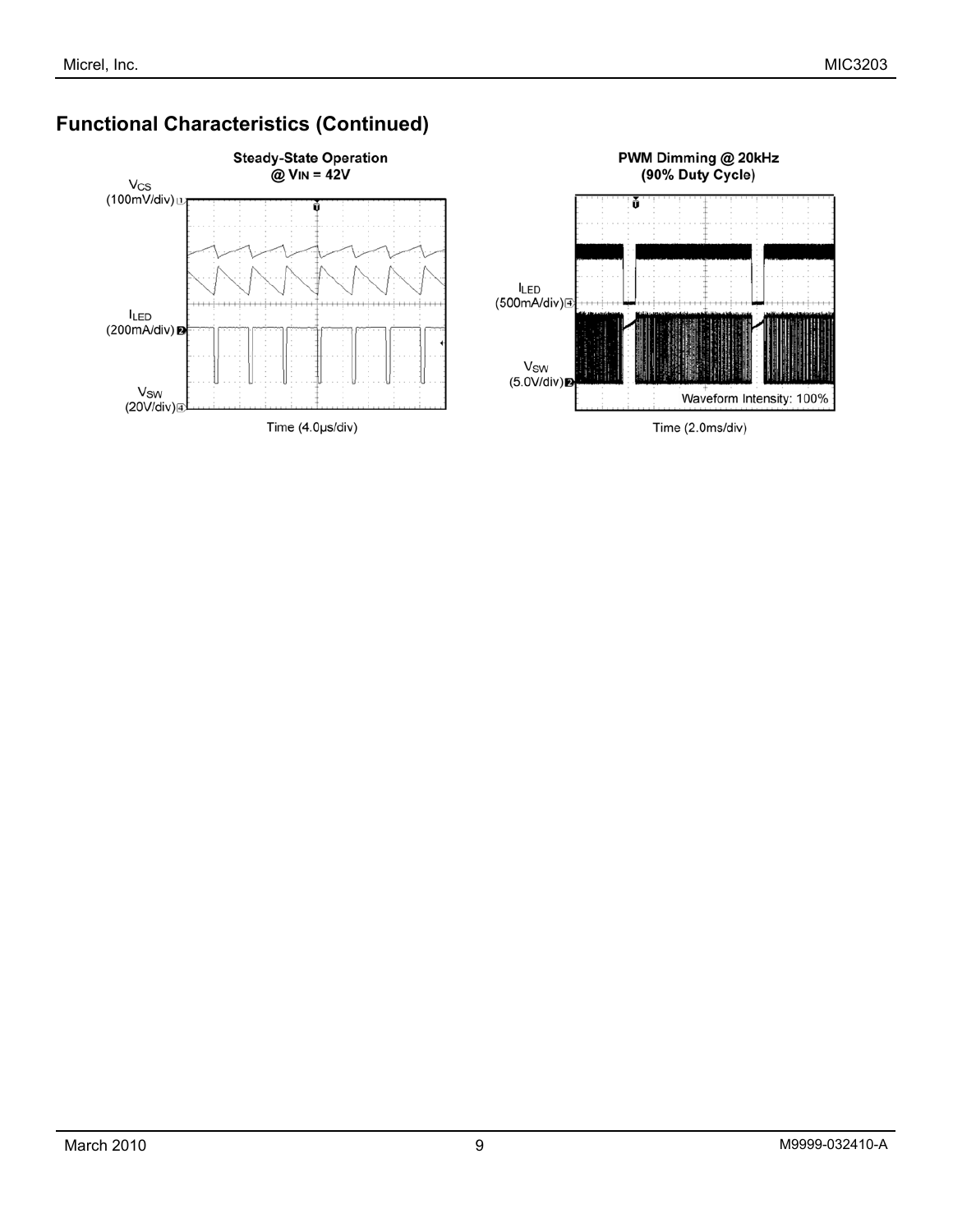## Functional Characteristics (Continued)

**Steady-State Operation @ $V_{IN}$ = 42V**

$V_{CS}$ (100mV/div)

$I_{LED}$ (200mA/div)

$V_{SW}$ (20V/div)

Time (4.0µs/div)

**PWM Dimming @ 20kHz (90% Duty Cycle)**

$I_{LED}$ (500mA/div)

$V_{SW}$ (5.0V/div)

Waveform Intensity: 100%

Time (2.0ms/div)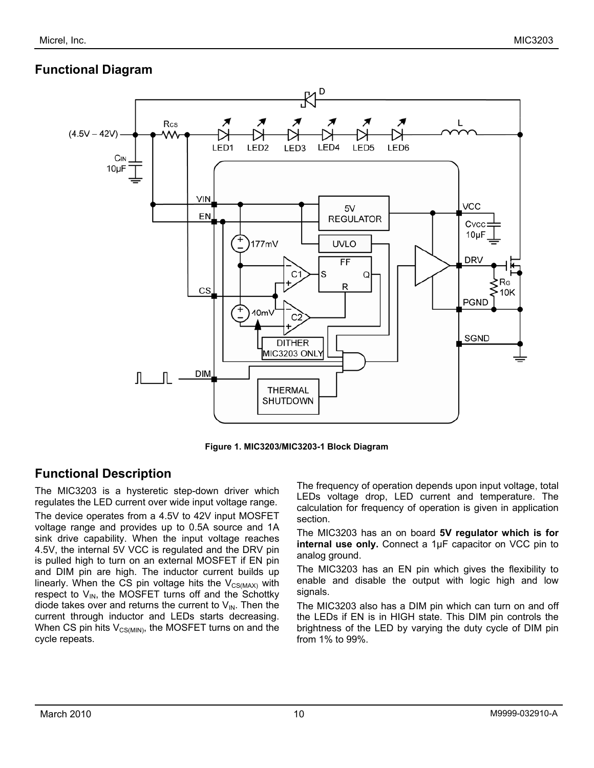## Functional Diagram

Figure 1. MIC3203/MIC3203-1 Block Diagram

## Functional Description

The MIC3203 is a hysteretic step-down driver which regulates the LED current over wide input voltage range.

The device operates from a 4.5V to 42V input MOSFET voltage range and provides up to 0.5A source and 1A sink drive capability. When the input voltage reaches 4.5V, the internal 5V VCC is regulated and the DRV pin is pulled high to turn on an external MOSFET if EN pin and DIM pin are high. The inductor current builds up linearly. When the CS pin voltage hits the $V_{CS(MAX)}$ with respect to $V_{IN}$, the MOSFET turns off and the Schottky diode takes over and returns the current to $V_{IN}$. Then the current through inductor and LEDs starts decreasing. When CS pin hits $V_{CS(MIN)}$, the MOSFET turns on and the cycle repeats.

The frequency of operation depends upon input voltage, total LEDs voltage drop, LED current and temperature. The calculation for frequency of operation is given in application section.

The MIC3203 has an on board **5V regulator which is for internal use only.** Connect a 1µF capacitor on VCC pin to analog ground.

The MIC3203 has an EN pin which gives the flexibility to enable and disable the output with logic high and low signals.

The MIC3203 also has a DIM pin which can turn on and off the LEDs if EN is in HIGH state. This DIM pin controls the brightness of the LED by varying the duty cycle of DIM pin from 1% to 99%.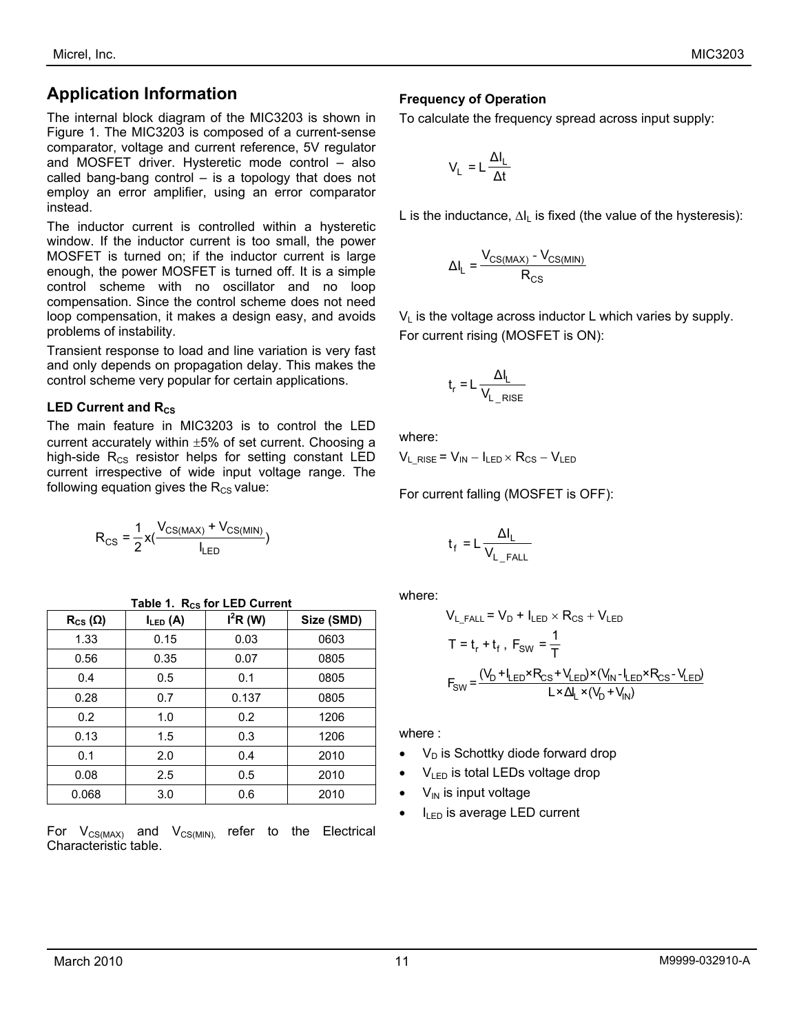## Application Information

The internal block diagram of the MIC3203 is shown in Figure 1. The MIC3203 is composed of a current-sense comparator, voltage and current reference, 5V regulator and MOSFET driver. Hysteretic mode control – also called bang-bang control – is a topology that does not employ an error amplifier, using an error comparator instead.

The inductor current is controlled within a hysteretic window. If the inductor current is too small, the power MOSFET is turned on; if the inductor current is large enough, the power MOSFET is turned off. It is a simple control scheme with no oscillator and no loop compensation. Since the control scheme does not need loop compensation, it makes a design easy, and avoids problems of instability.

Transient response to load and line variation is very fast and only depends on propagation delay. This makes the control scheme very popular for certain applications.

### LED Current and $R_{CS}$

The main feature in MIC3203 is to control the LED current accurately within ±5% of set current. Choosing a high-side $R_{CS}$ resistor helps for setting constant LED current irrespective of wide input voltage range. The following equation gives the $R_{CS}$ value:

$$R_{CS} = \frac{1}{2} \times \left( \frac{V_{CS(MAX)} + V_{CS(MIN)}}{I_{LED}} \right)$$

**Table 1. $R_{CS}$ for LED Current**

| $R_{CS}$ (Ω) | $I_{LED}$ (A) | $I^2R$ (W) | Size (SMD) |
|---|---|---|---|
| 1.33 | 0.15 | 0.03 | 0603 |
| 0.56 | 0.35 | 0.07 | 0805 |
| 0.4 | 0.5 | 0.1 | 0805 |
| 0.28 | 0.7 | 0.137 | 0805 |
| 0.2 | 1.0 | 0.2 | 1206 |
| 0.13 | 1.5 | 0.3 | 1206 |
| 0.1 | 2.0 | 0.4 | 2010 |
| 0.08 | 2.5 | 0.5 | 2010 |
| 0.068 | 3.0 | 0.6 | 2010 |

For $V_{CS(MAX)}$ and $V_{CS(MIN)}$, refer to the Electrical Characteristic table.

### Frequency of Operation

To calculate the frequency spread across input supply:

$$V_L = L \frac{\Delta I_L}{\Delta t}$$

L is the inductance, $\Delta I_L$ is fixed (the value of the hysteresis):

$$\Delta I_L = \frac{V_{CS(MAX)} - V_{CS(MIN)}}{R_{CS}}$$

$V_L$ is the voltage across inductor L which varies by supply.

For current rising (MOSFET is ON):

$$t_r = L \frac{\Delta I_L}{V_{L\_RISE}}$$

where:

$$V_{L\_RISE} = V_{IN} - I_{LED} \times R_{CS} - V_{LED}$$

For current falling (MOSFET is OFF):

$$t_f = L \frac{\Delta I_L}{V_{L\_FALL}}$$

where:

$$V_{L\_FALL} = V_D + I_{LED} \times R_{CS} + V_{LED}$$

$$T = t_r + t_f, \; F_{SW} = \frac{1}{T}$$

$$F_{SW} = \frac{(V_D + I_{LED} \times R_{CS} + V_{LED}) \times (V_{IN} - I_{LED} \times R_{CS} - V_{LED})}{L \times \Delta I_L \times (V_D + V_{IN})}$$

where :

- $V_D$ is Schottky diode forward drop
- $V_{LED}$ is total LEDs voltage drop
- $V_{IN}$ is input voltage
- $I_{LED}$ is average LED current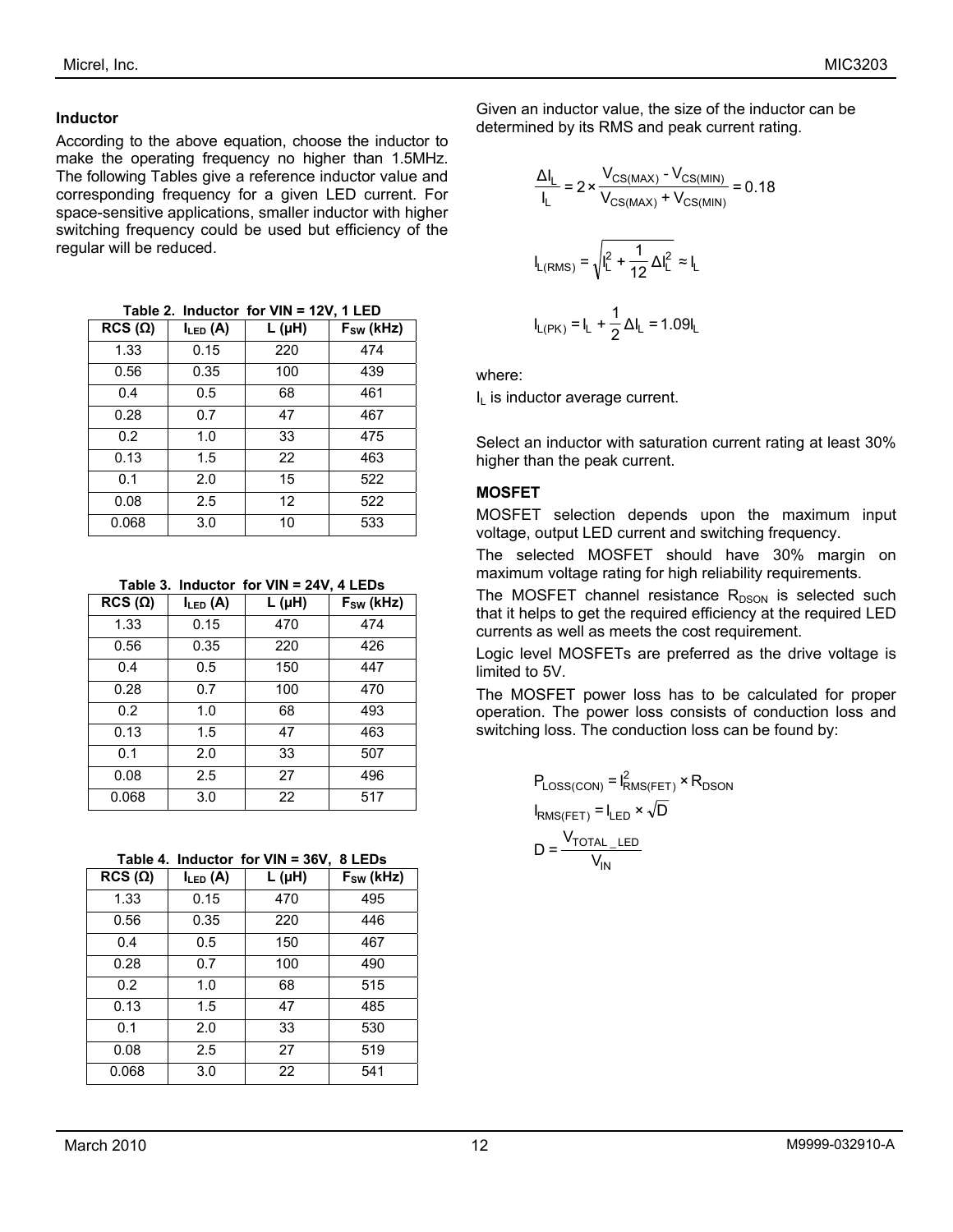### Inductor

According to the above equation, choose the inductor to make the operating frequency no higher than 1.5MHz. The following Tables give a reference inductor value and corresponding frequency for a given LED current. For space-sensitive applications, smaller inductor with higher switching frequency could be used but efficiency of the regular will be reduced.

**Table 2. Inductor for VIN = 12V, 1 LED**

| RCS (Ω) | $I_{LED}$ (A) | L (µH) | $F_{SW}$ (kHz) |
|---|---|---|---|
| 1.33 | 0.15 | 220 | 474 |
| 0.56 | 0.35 | 100 | 439 |
| 0.4 | 0.5 | 68 | 461 |
| 0.28 | 0.7 | 47 | 467 |
| 0.2 | 1.0 | 33 | 475 |
| 0.13 | 1.5 | 22 | 463 |
| 0.1 | 2.0 | 15 | 522 |
| 0.08 | 2.5 | 12 | 522 |
| 0.068 | 3.0 | 10 | 533 |

**Table 3. Inductor for VIN = 24V, 4 LEDs**

| RCS (Ω) | $I_{LED}$ (A) | L (µH) | $F_{SW}$ (kHz) |
|---|---|---|---|
| 1.33 | 0.15 | 470 | 474 |
| 0.56 | 0.35 | 220 | 426 |
| 0.4 | 0.5 | 150 | 447 |
| 0.28 | 0.7 | 100 | 470 |
| 0.2 | 1.0 | 68 | 493 |
| 0.13 | 1.5 | 47 | 463 |
| 0.1 | 2.0 | 33 | 507 |
| 0.08 | 2.5 | 27 | 496 |
| 0.068 | 3.0 | 22 | 517 |

**Table 4. Inductor for VIN = 36V, 8 LEDs**

| RCS (Ω) | $I_{LED}$ (A) | L (µH) | $F_{SW}$ (kHz) |
|---|---|---|---|
| 1.33 | 0.15 | 470 | 495 |
| 0.56 | 0.35 | 220 | 446 |
| 0.4 | 0.5 | 150 | 467 |
| 0.28 | 0.7 | 100 | 490 |
| 0.2 | 1.0 | 68 | 515 |
| 0.13 | 1.5 | 47 | 485 |
| 0.1 | 2.0 | 33 | 530 |
| 0.08 | 2.5 | 27 | 519 |
| 0.068 | 3.0 | 22 | 541 |

Given an inductor value, the size of the inductor can be determined by its RMS and peak current rating.

$$\frac{\Delta I_L}{I_L} = 2 \times \frac{V_{CS(MAX)} - V_{CS(MIN)}}{V_{CS(MAX)} + V_{CS(MIN)}} = 0.18$$

$$I_{L(RMS)} = \sqrt{I_L^2 + \frac{1}{12}\Delta I_L^2} \approx I_L$$

$$I_{L(PK)} = I_L + \frac{1}{2}\Delta I_L = 1.09 I_L$$

where:

$I_L$ is inductor average current.

Select an inductor with saturation current rating at least 30% higher than the peak current.

### MOSFET

MOSFET selection depends upon the maximum input voltage, output LED current and switching frequency.

The selected MOSFET should have 30% margin on maximum voltage rating for high reliability requirements.

The MOSFET channel resistance $R_{DSON}$ is selected such that it helps to get the required efficiency at the required LED currents as well as meets the cost requirement.

Logic level MOSFETs are preferred as the drive voltage is limited to 5V.

The MOSFET power loss has to be calculated for proper operation. The power loss consists of conduction loss and switching loss. The conduction loss can be found by:

$$P_{LOSS(CON)} = I_{RMS(FET)}^2 \times R_{DSON}$$

$$I_{RMS(FET)} = I_{LED} \times \sqrt{D}$$

$$D = \frac{V_{TOTAL\_LED}}{V_{IN}}$$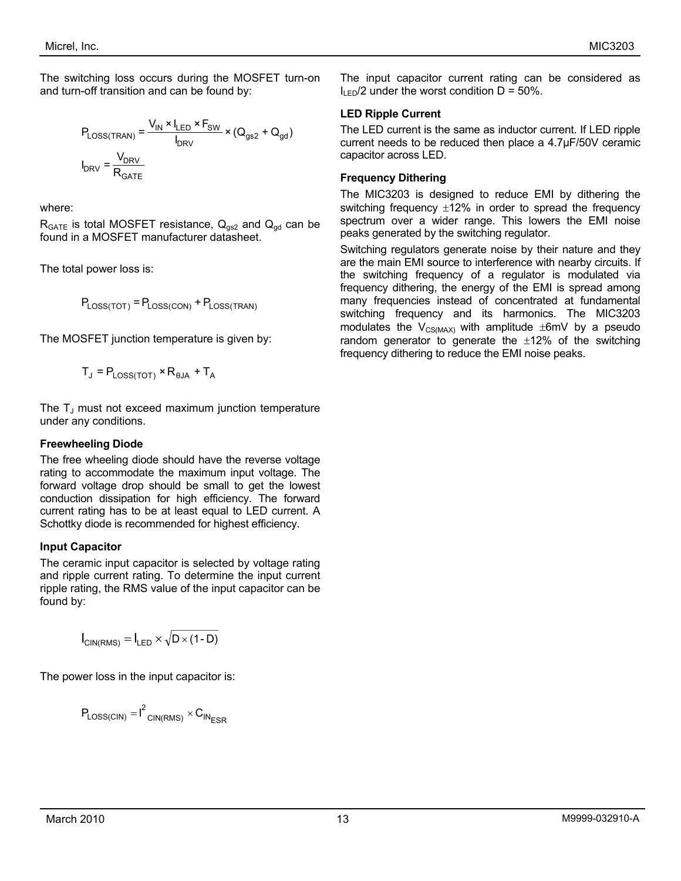The switching loss occurs during the MOSFET turn-on and turn-off transition and can be found by:

$$P_{LOSS(TRAN)} = \frac{V_{IN} \times I_{LED} \times F_{SW}}{I_{DRV}} \times (Q_{gs2} + Q_{gd})$$

$$I_{DRV} = \frac{V_{DRV}}{R_{GATE}}$$

where:

$R_{GATE}$ is total MOSFET resistance, $Q_{gs2}$ and $Q_{gd}$ can be found in a MOSFET manufacturer datasheet.

The total power loss is:

$$P_{LOSS(TOT)} = P_{LOSS(CON)} + P_{LOSS(TRAN)}$$

The MOSFET junction temperature is given by:

$$T_J = P_{LOSS(TOT)} \times R_{\theta JA} + T_A$$

The $T_J$ must not exceed maximum junction temperature under any conditions.

### Freewheeling Diode

The free wheeling diode should have the reverse voltage rating to accommodate the maximum input voltage. The forward voltage drop should be small to get the lowest conduction dissipation for high efficiency. The forward current rating has to be at least equal to LED current. A Schottky diode is recommended for highest efficiency.

### Input Capacitor

The ceramic input capacitor is selected by voltage rating and ripple current rating. To determine the input current ripple rating, the RMS value of the input capacitor can be found by:

$$I_{CIN(RMS)} = I_{LED} \times \sqrt{D \times (1 - D)}$$

The power loss in the input capacitor is:

$$P_{LOSS(CIN)} = I^2_{CIN(RMS)} \times C_{IN_{ESR}}$$

The input capacitor current rating can be considered as $I_{LED}/2$ under the worst condition D = 50%.

### LED Ripple Current

The LED current is the same as inductor current. If LED ripple current needs to be reduced then place a 4.7µF/50V ceramic capacitor across LED.

### Frequency Dithering

The MIC3203 is designed to reduce EMI by dithering the switching frequency ±12% in order to spread the frequency spectrum over a wider range. This lowers the EMI noise peaks generated by the switching regulator.

Switching regulators generate noise by their nature and they are the main EMI source to interference with nearby circuits. If the switching frequency of a regulator is modulated via frequency dithering, the energy of the EMI is spread among many frequencies instead of concentrated at fundamental switching frequency and its harmonics. The MIC3203 modulates the $V_{CS(MAX)}$ with amplitude ±6mV by a pseudo random generator to generate the ±12% of the switching frequency dithering to reduce the EMI noise peaks.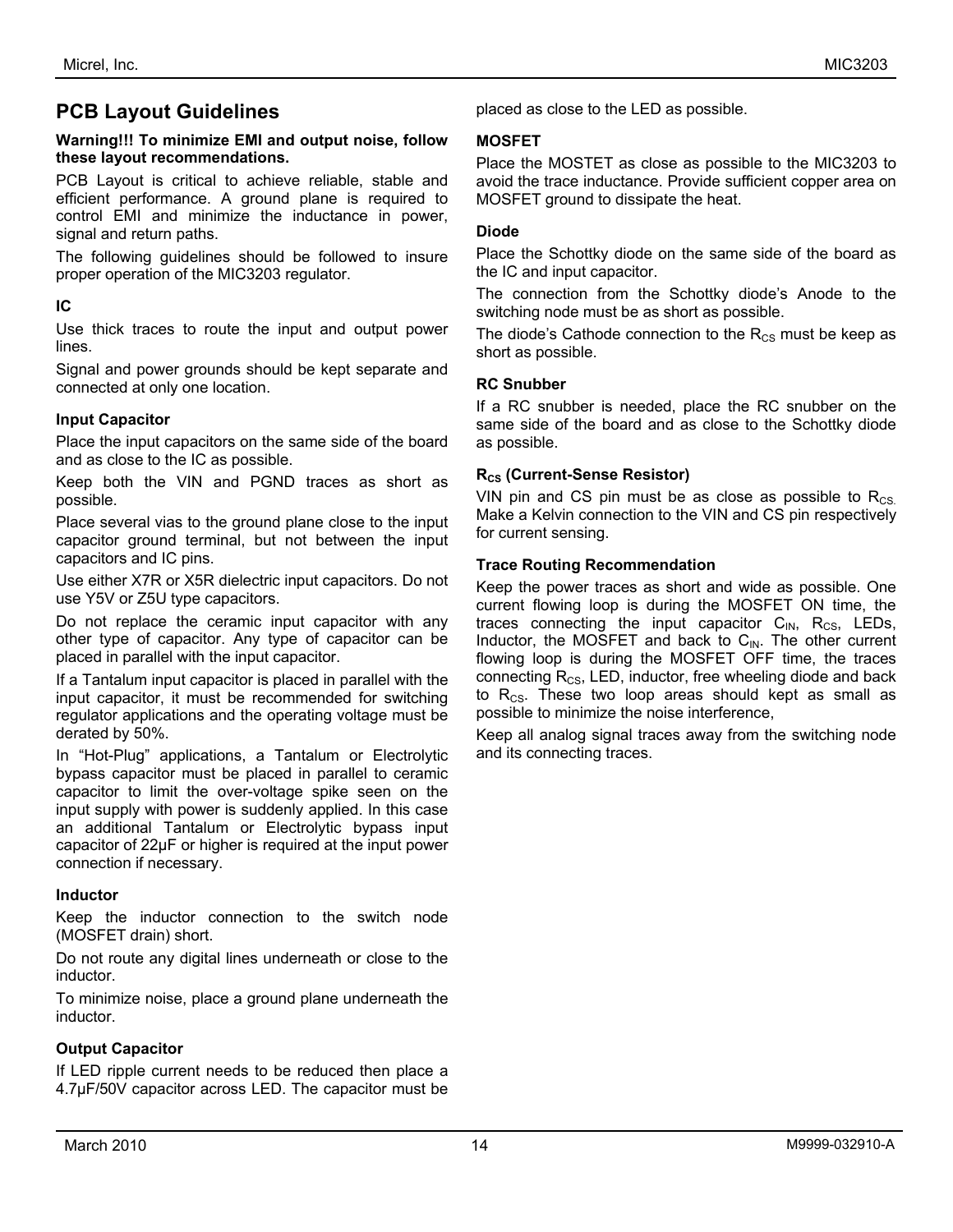## PCB Layout Guidelines

**Warning!!! To minimize EMI and output noise, follow these layout recommendations.**

PCB Layout is critical to achieve reliable, stable and efficient performance. A ground plane is required to control EMI and minimize the inductance in power, signal and return paths.

The following guidelines should be followed to insure proper operation of the MIC3203 regulator.

### IC

Use thick traces to route the input and output power lines.

Signal and power grounds should be kept separate and connected at only one location.

### Input Capacitor

Place the input capacitors on the same side of the board and as close to the IC as possible.

Keep both the VIN and PGND traces as short as possible.

Place several vias to the ground plane close to the input capacitor ground terminal, but not between the input capacitors and IC pins.

Use either X7R or X5R dielectric input capacitors. Do not use Y5V or Z5U type capacitors.

Do not replace the ceramic input capacitor with any other type of capacitor. Any type of capacitor can be placed in parallel with the input capacitor.

If a Tantalum input capacitor is placed in parallel with the input capacitor, it must be recommended for switching regulator applications and the operating voltage must be derated by 50%.

In “Hot-Plug” applications, a Tantalum or Electrolytic bypass capacitor must be placed in parallel to ceramic capacitor to limit the over-voltage spike seen on the input supply with power is suddenly applied. In this case an additional Tantalum or Electrolytic bypass input capacitor of 22µF or higher is required at the input power connection if necessary.

### Inductor

Keep the inductor connection to the switch node (MOSFET drain) short.

Do not route any digital lines underneath or close to the inductor.

To minimize noise, place a ground plane underneath the inductor.

### Output Capacitor

If LED ripple current needs to be reduced then place a 4.7µF/50V capacitor across LED. The capacitor must be placed as close to the LED as possible.

### MOSFET

Place the MOSTET as close as possible to the MIC3203 to avoid the trace inductance. Provide sufficient copper area on MOSFET ground to dissipate the heat.

### Diode

Place the Schottky diode on the same side of the board as the IC and input capacitor.

The connection from the Schottky diode’s Anode to the switching node must be as short as possible.

The diode’s Cathode connection to the $R_{CS}$ must be keep as short as possible.

### RC Snubber

If a RC snubber is needed, place the RC snubber on the same side of the board and as close to the Schottky diode as possible.

### $R_{CS}$ (Current-Sense Resistor)

VIN pin and CS pin must be as close as possible to $R_{CS}$. Make a Kelvin connection to the VIN and CS pin respectively for current sensing.

### Trace Routing Recommendation

Keep the power traces as short and wide as possible. One current flowing loop is during the MOSFET ON time, the traces connecting the input capacitor $C_{IN}$, $R_{CS}$, LEDs, Inductor, the MOSFET and back to $C_{IN}$. The other current flowing loop is during the MOSFET OFF time, the traces connecting $R_{CS}$, LED, inductor, free wheeling diode and back to $R_{CS}$. These two loop areas should kept as small as possible to minimize the noise interference,

Keep all analog signal traces away from the switching node and its connecting traces.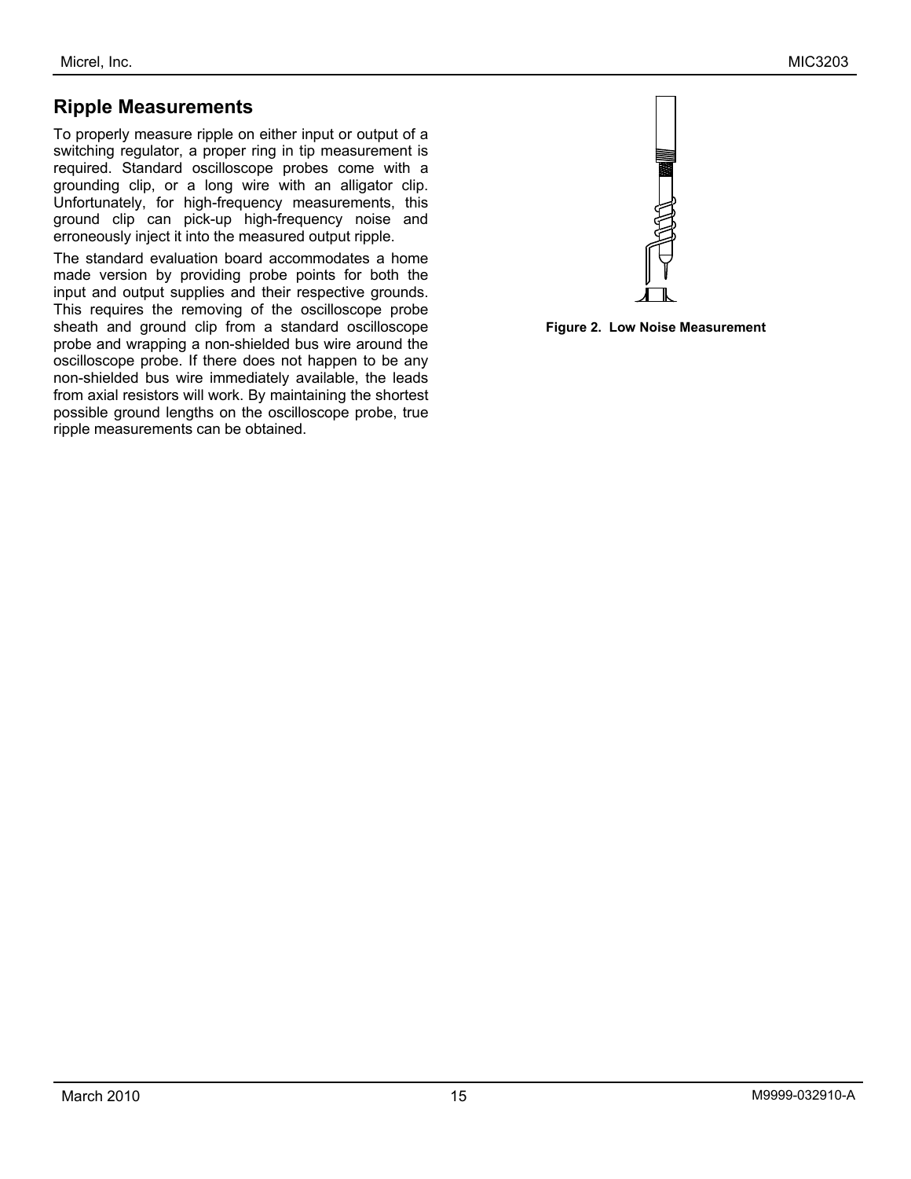## Ripple Measurements

To properly measure ripple on either input or output of a switching regulator, a proper ring in tip measurement is required. Standard oscilloscope probes come with a grounding clip, or a long wire with an alligator clip. Unfortunately, for high-frequency measurements, this ground clip can pick-up high-frequency noise and erroneously inject it into the measured output ripple.

The standard evaluation board accommodates a home made version by providing probe points for both the input and output supplies and their respective grounds. This requires the removing of the oscilloscope probe sheath and ground clip from a standard oscilloscope probe and wrapping a non-shielded bus wire around the oscilloscope probe. If there does not happen to be any non-shielded bus wire immediately available, the leads from axial resistors will work. By maintaining the shortest possible ground lengths on the oscilloscope probe, true ripple measurements can be obtained.

**Figure 2. Low Noise Measurement**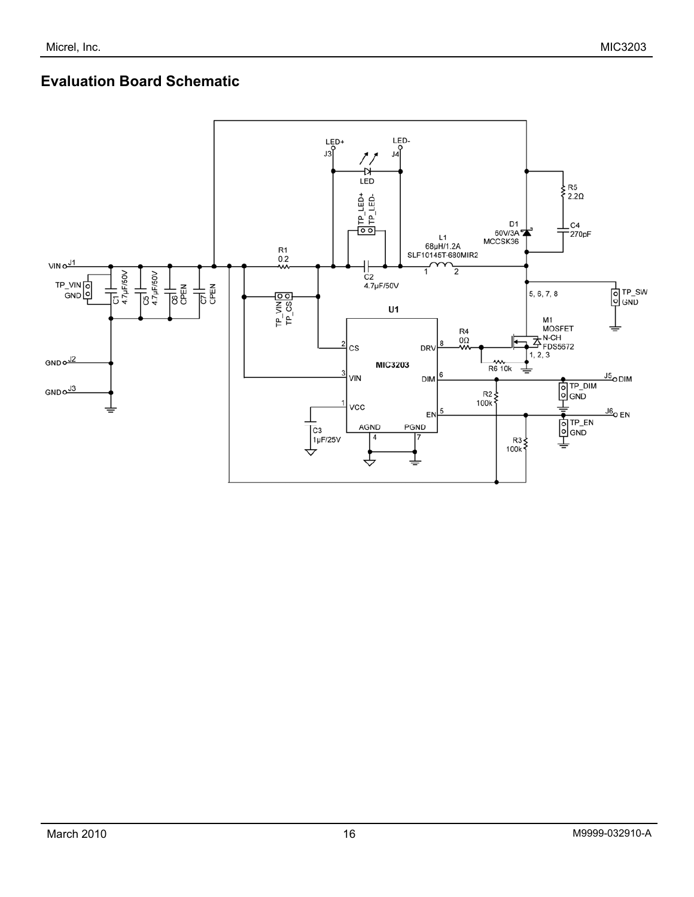## Evaluation Board Schematic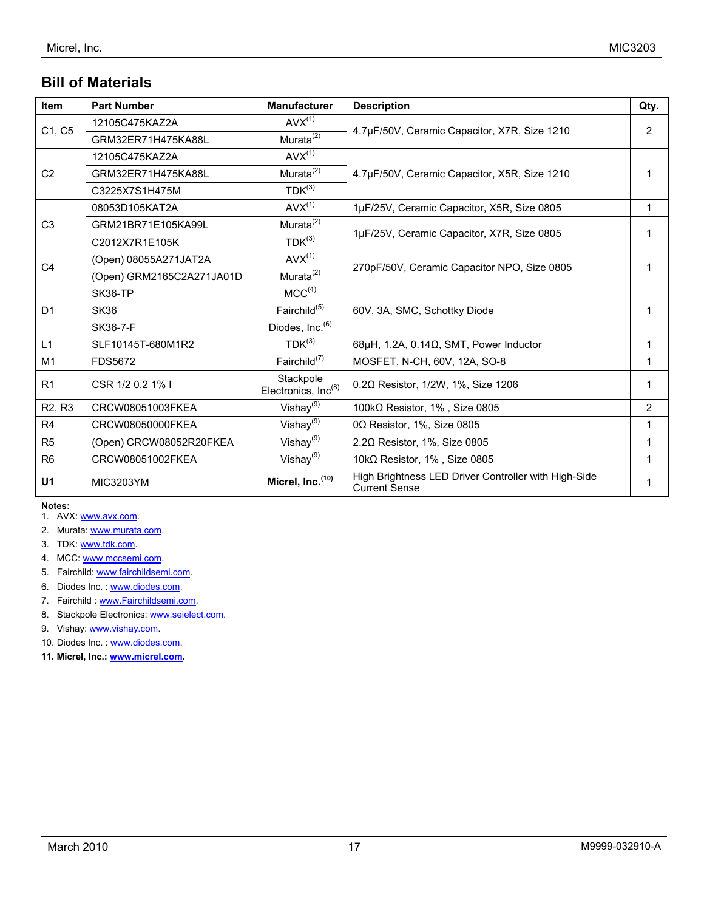## Bill of Materials

| Item | Part Number | Manufacturer | Description | Qty. |
|---|---|---|---|---|
| C1, C5 | 12105C475KAZ2A | AVX[1] | 4.7µF/50V, Ceramic Capacitor, X7R, Size 1210 | 2 |
| | GRM32ER71H475KA88L | Murata[2] | | |
| C2 | 12105C475KAZ2A | AVX[1] | 4.7µF/50V, Ceramic Capacitor, X5R, Size 1210 | 1 |
| | GRM32ER71H475KA88L | Murata[2] | | |
| | C3225X7S1H475M | TDK[3] | | |
| C3 | 08053D105KAT2A | AVX[1] | 1µF/25V, Ceramic Capacitor, X5R, Size 0805 | 1 |
| | GRM21BR71E105KA99L | Murata[2] | 1µF/25V, Ceramic Capacitor, X7R, Size 0805 | 1 |
| | C2012X7R1E105K | TDK[3] | | |
| C4 | (Open) 08055A271JAT2A | AVX[1] | 270pF/50V, Ceramic Capacitor NPO, Size 0805 | 1 |
| | (Open) GRM2165C2A271JA01D | Murata[2] | | |
| D1 | SK36-TP | MCC[4] | 60V, 3A, SMC, Schottky Diode | 1 |
| | SK36 | Fairchild[5] | | |
| | SK36-7-F | Diodes, Inc.[6] | | |
| L1 | SLF10145T-680M1R2 | TDK[3] | 68µH, 1.2A, 0.14Ω, SMT, Power Inductor | 1 |
| M1 | FDS5672 | Fairchild[7] | MOSFET, N-CH, 60V, 12A, SO-8 | 1 |
| R1 | CSR 1/2 0.2 1% I | Stackpole Electronics, Inc[8] | 0.2Ω Resistor, 1/2W, 1%, Size 1206 | 1 |
| R2, R3 | CRCW08051003FKEA | Vishay[9] | 100kΩ Resistor, 1% , Size 0805 | 2 |
| R4 | CRCW08050000FKEA | Vishay[9] | 0Ω Resistor, 1%, Size 0805 | 1 |
| R5 | (Open) CRCW08052R20FKEA | Vishay[9] | 2.2Ω Resistor, 1%, Size 0805 | 1 |
| R6 | CRCW08051002FKEA | Vishay[9] | 10kΩ Resistor, 1% , Size 0805 | 1 |
| **U1** | MIC3203YM | **Micrel, Inc.[10]** | High Brightness LED Driver Controller with High-Side Current Sense | 1 |

**Notes:**

1. AVX: www.avx.com.
2. Murata: www.murata.com.
3. TDK: www.tdk.com.
4. MCC: www.mccsemi.com.
5. Fairchild: www.fairchildsemi.com.
6. Diodes Inc. : www.diodes.com.
7. Fairchild : www.Fairchildsemi.com.
8. Stackpole Electronics: www.seielect.com.
9. Vishay: www.vishay.com.
10. Diodes Inc. : www.diodes.com.
11. **Micrel, Inc.: www.micrel.com.**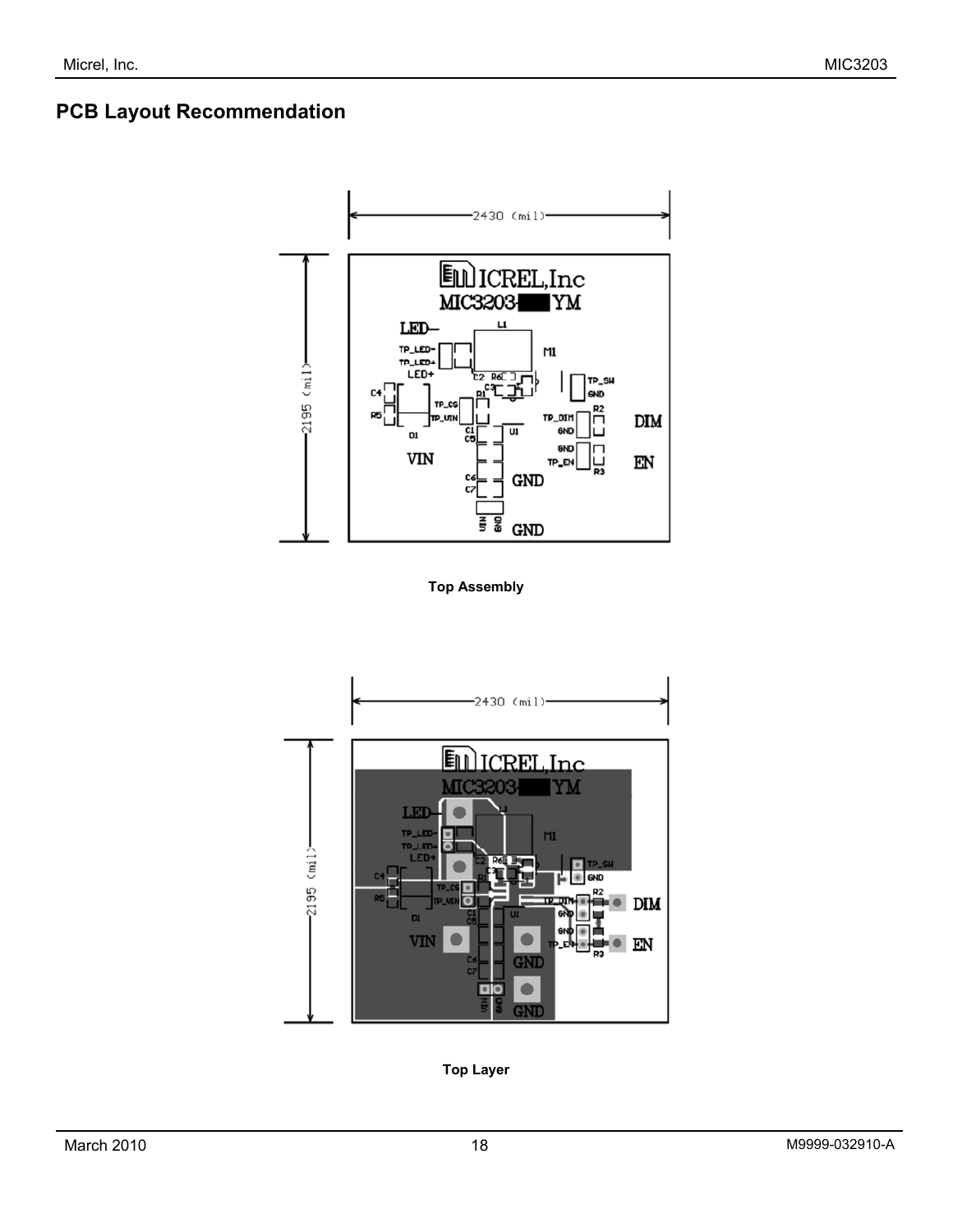## PCB Layout Recommendation

Top Assembly

Top Layer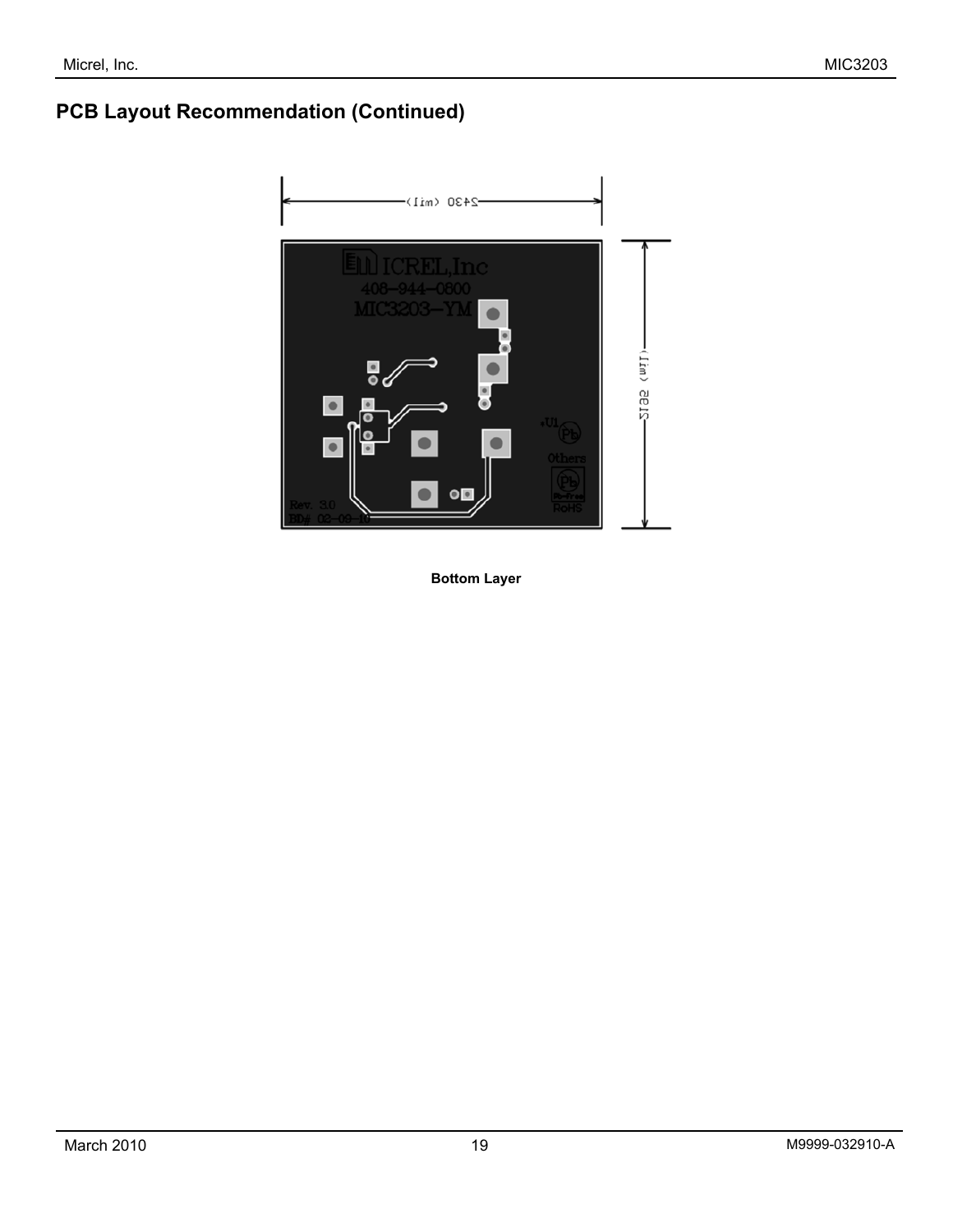## PCB Layout Recommendation (Continued)

Bottom Layer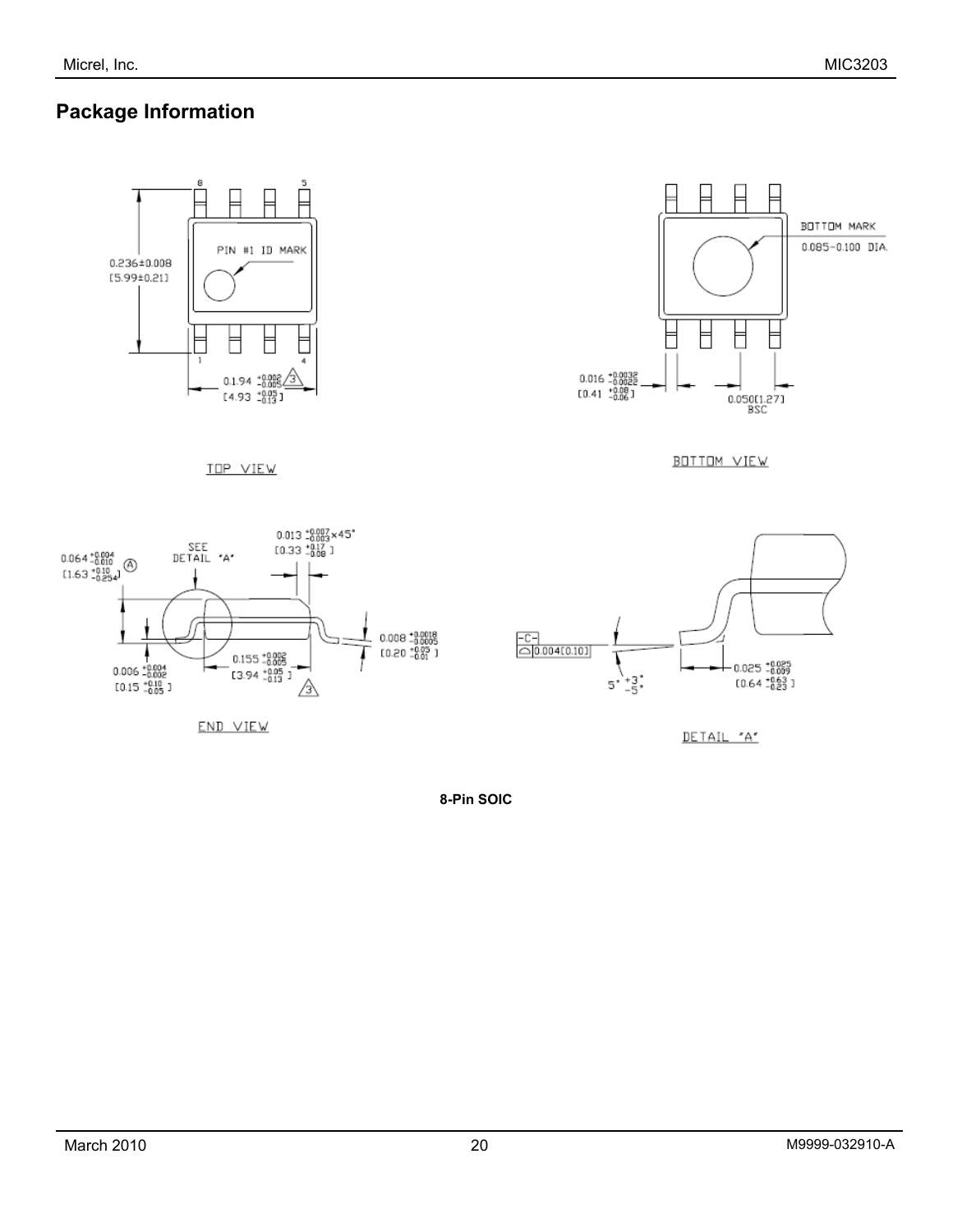## Package Information

TOP VIEW

PIN #1 ID MARK

0.236±0.008
[5.99±0.21]

0.194 $^{+0.002}_{-0.005}$
[4.93 $^{+0.05}_{-0.13}$]

BOTTOM VIEW

BOTTOM MARK
0.085–0.100 DIA.

0.016 $^{+0.0032}_{-0.0022}$
[0.41 $^{+0.08}_{-0.06}$]

0.050[1.27]
BSC

END VIEW

SEE DETAIL "A"

0.064 $^{+0.004}_{-0.010}$
[1.63 $^{+0.10}_{-0.254}$]

0.013 $^{+0.007}_{-0.003}$ ×45°
[0.33 $^{+0.17}_{-0.08}$]

0.008 $^{+0.0018}_{-0.0005}$
[0.20 $^{+0.05}_{-0.01}$]

0.155 $^{+0.002}_{-0.005}$
[3.94 $^{+0.05}_{-0.13}$]

0.006 $^{+0.004}_{-0.002}$
[0.15 $^{+0.10}_{-0.05}$]

DETAIL "A"

-C-
0.004[0.10]

5° $^{+3°}_{-5°}$

0.025 $^{+0.025}_{-0.009}$
[0.64 $^{+0.63}_{-0.23}$]

**8-Pin SOIC**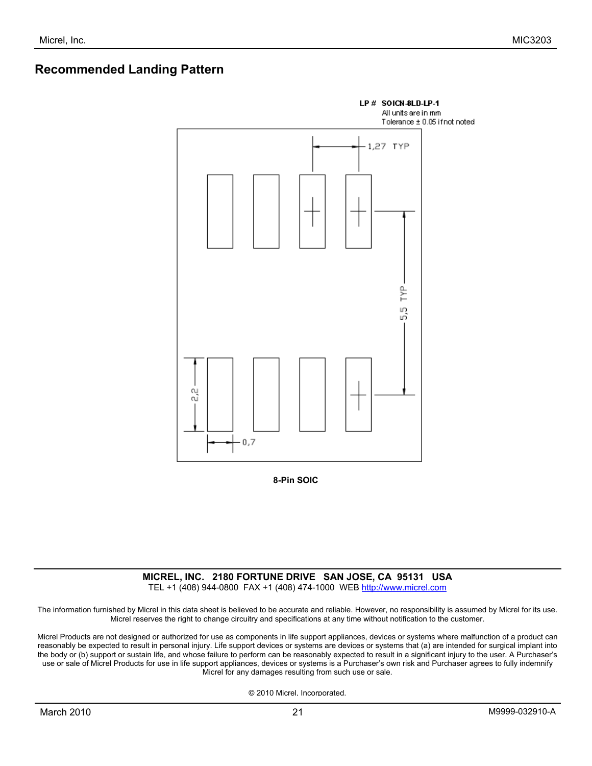## Recommended Landing Pattern

LP # SOICN-8LD-LP-1
All units are in mm
Tolerance ± 0.05 if not noted

1,27 TYP

5,5 TYP

2,2

0,7

**8-Pin SOIC**

**MICREL, INC. 2180 FORTUNE DRIVE SAN JOSE, CA 95131 USA**
TEL +1 (408) 944-0800 FAX +1 (408) 474-1000 WEB http://www.micrel.com

The information furnished by Micrel in this data sheet is believed to be accurate and reliable. However, no responsibility is assumed by Micrel for its use. Micrel reserves the right to change circuitry and specifications at any time without notification to the customer.

Micrel Products are not designed or authorized for use as components in life support appliances, devices or systems where malfunction of a product can reasonably be expected to result in personal injury. Life support devices or systems are devices or systems that (a) are intended for surgical implant into the body or (b) support or sustain life, and whose failure to perform can be reasonably expected to result in a significant injury to the user. A Purchaser's use or sale of Micrel Products for use in life support appliances, devices or systems is a Purchaser's own risk and Purchaser agrees to fully indemnify Micrel for any damages resulting from such use or sale.

© 2010 Micrel, Incorporated.